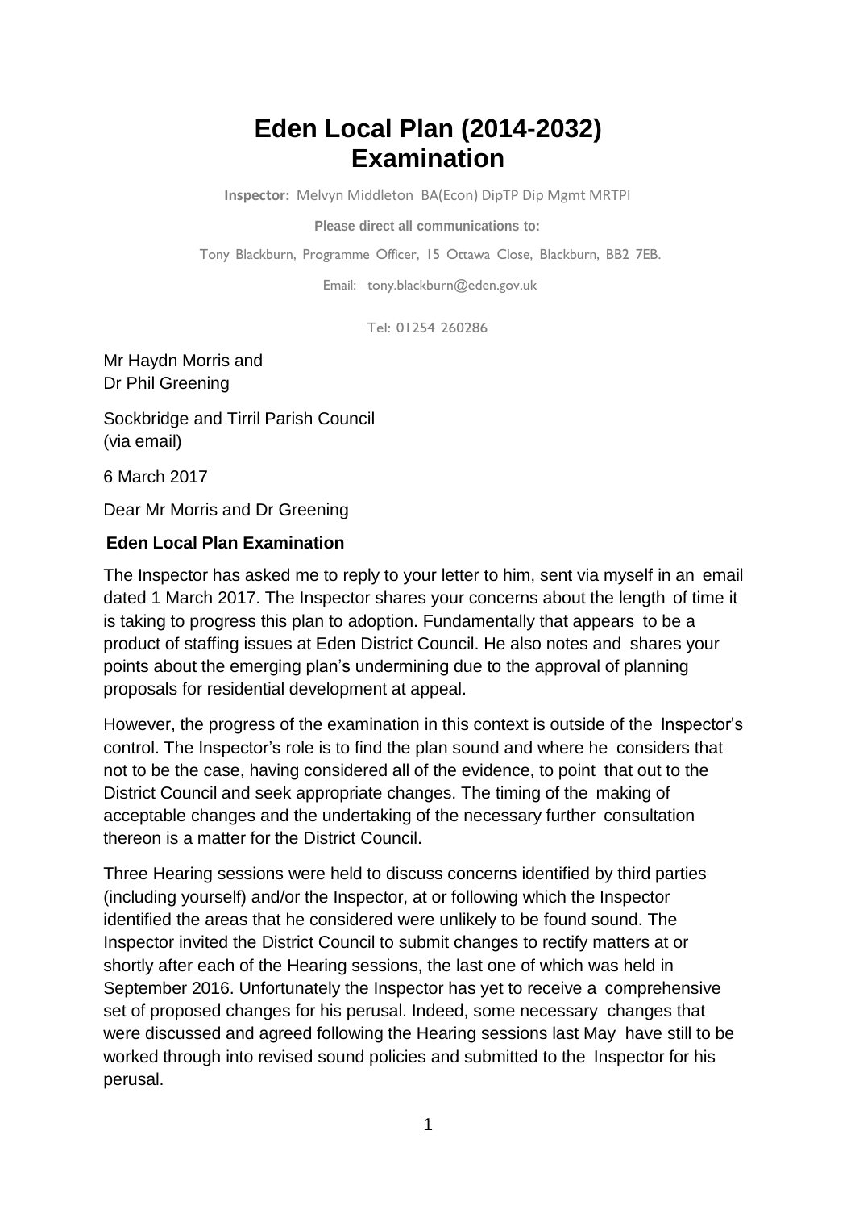# Eden Local Plan (2014-2032) Examination

**Inspector:** Melvyn Middleton BA(Econ) DipTP Dip Mgmt MRTPI

**Please direct all communications to:**

Tony Blackburn, Programme Officer, 15 Ottawa Close, Blackburn, BB2 7EB.

Email: tony.blackburn@eden.gov.uk

Tel: 01254 260286

Mr Haydn Morris and
Dr Phil Greening

Sockbridge and Tirril Parish Council
(via email)

6 March 2017

Dear Mr Morris and Dr Greening

**Eden Local Plan Examination**

The Inspector has asked me to reply to your letter to him, sent via myself in an email dated 1 March 2017. The Inspector shares your concerns about the length of time it is taking to progress this plan to adoption. Fundamentally that appears to be a product of staffing issues at Eden District Council. He also notes and shares your points about the emerging plan's undermining due to the approval of planning proposals for residential development at appeal.

However, the progress of the examination in this context is outside of the Inspector's control. The Inspector's role is to find the plan sound and where he considers that not to be the case, having considered all of the evidence, to point that out to the District Council and seek appropriate changes. The timing of the making of acceptable changes and the undertaking of the necessary further consultation thereon is a matter for the District Council.

Three Hearing sessions were held to discuss concerns identified by third parties (including yourself) and/or the Inspector, at or following which the Inspector identified the areas that he considered were unlikely to be found sound. The Inspector invited the District Council to submit changes to rectify matters at or shortly after each of the Hearing sessions, the last one of which was held in September 2016. Unfortunately the Inspector has yet to receive a comprehensive set of proposed changes for his perusal. Indeed, some necessary changes that were discussed and agreed following the Hearing sessions last May have still to be worked through into revised sound policies and submitted to the Inspector for his perusal.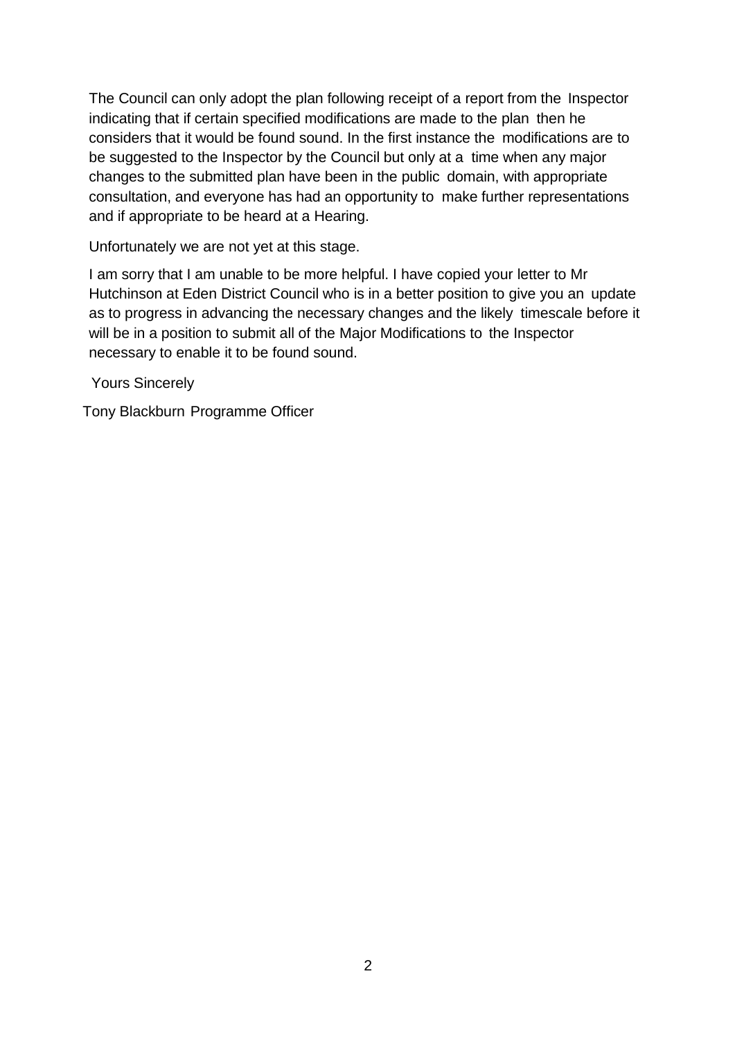The Council can only adopt the plan following receipt of a report from the Inspector indicating that if certain specified modifications are made to the plan then he considers that it would be found sound. In the first instance the modifications are to be suggested to the Inspector by the Council but only at a time when any major changes to the submitted plan have been in the public domain, with appropriate consultation, and everyone has had an opportunity to make further representations and if appropriate to be heard at a Hearing.

Unfortunately we are not yet at this stage.

I am sorry that I am unable to be more helpful. I have copied your letter to Mr Hutchinson at Eden District Council who is in a better position to give you an update as to progress in advancing the necessary changes and the likely timescale before it will be in a position to submit all of the Major Modifications to the Inspector necessary to enable it to be found sound.

Yours Sincerely

Tony Blackburn Programme Officer